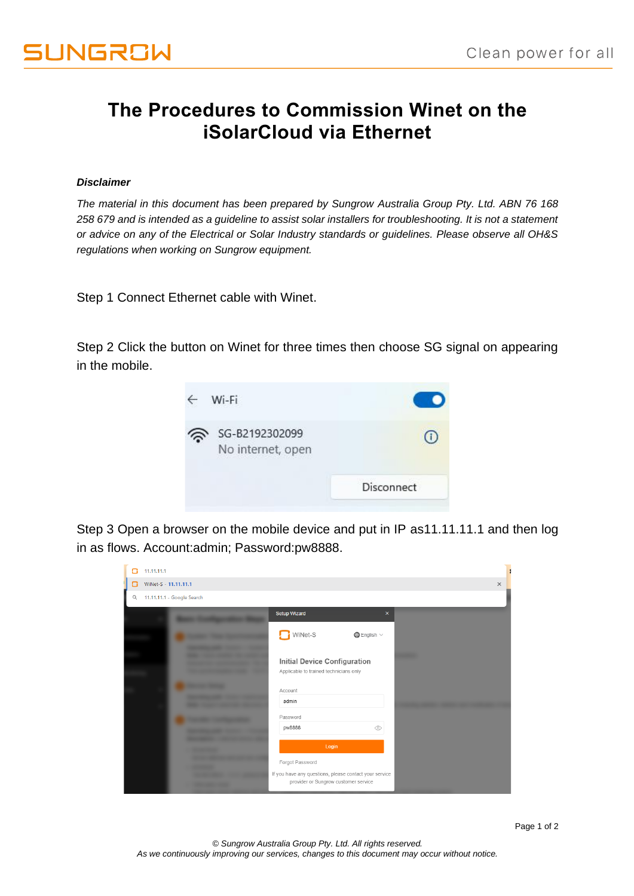# The Procedures to Commission Winet on the iSolarCloud via Ethernet

***Disclaimer***

*The material in this document has been prepared by Sungrow Australia Group Pty. Ltd. ABN 76 168 258 679 and is intended as a guideline to assist solar installers for troubleshooting. It is not a statement or advice on any of the Electrical or Solar Industry standards or guidelines. Please observe all OH&S regulations when working on Sungrow equipment.*

Step 1 Connect Ethernet cable with Winet.

Step 2 Click the button on Winet for three times then choose SG signal on appearing in the mobile.

Step 3 Open a browser on the mobile device and put in IP as11.11.11.1 and then log in as flows. Account:admin; Password:pw8888.

*© Sungrow Australia Group Pty. Ltd. All rights reserved.*
*As we continuously improving our services, changes to this document may occur without notice.*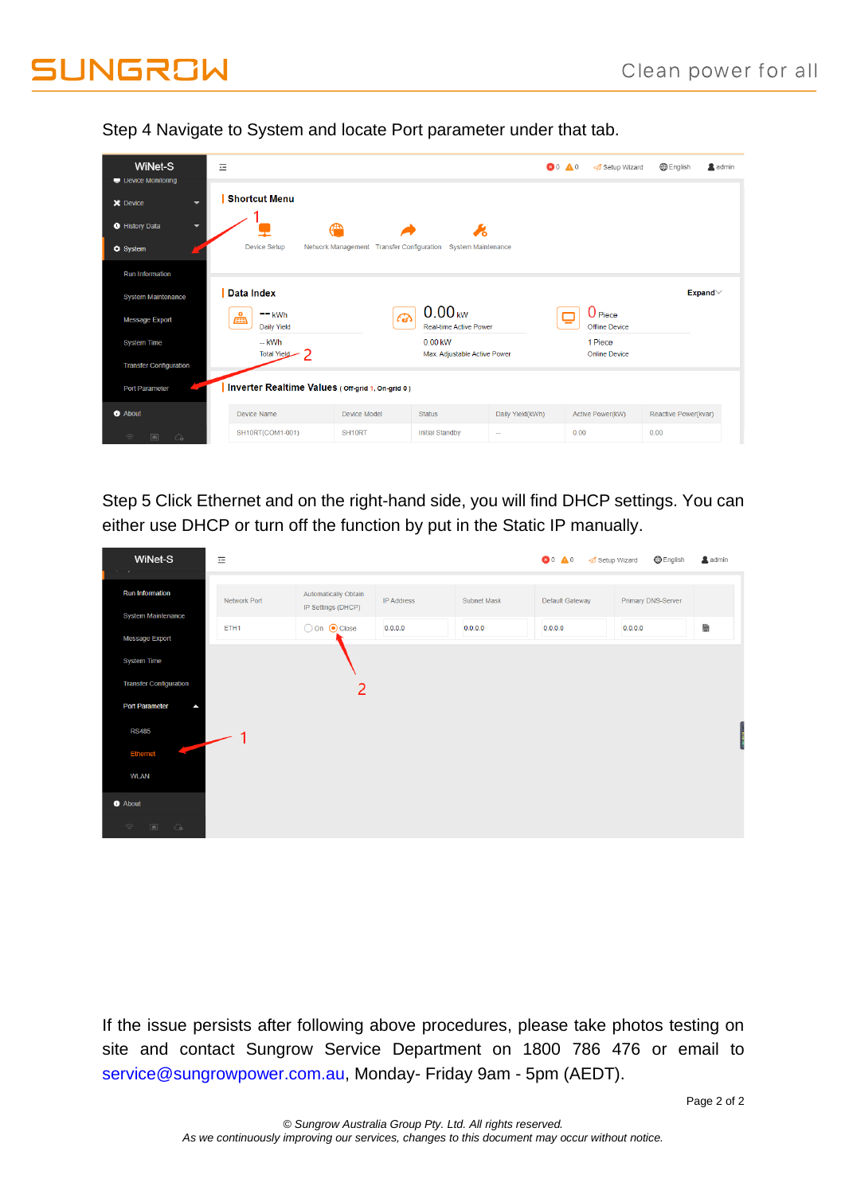Step 4 Navigate to System and locate Port parameter under that tab.

Step 5 Click Ethernet and on the right-hand side, you will find DHCP settings. You can either use DHCP or turn off the function by put in the Static IP manually.

If the issue persists after following above procedures, please take photos testing on site and contact Sungrow Service Department on 1800 786 476 or email to service@sungrowpower.com.au, Monday- Friday 9am - 5pm (AEDT).

*© Sungrow Australia Group Pty. Ltd. All rights reserved.*
*As we continuously improving our services, changes to this document may occur without notice.*